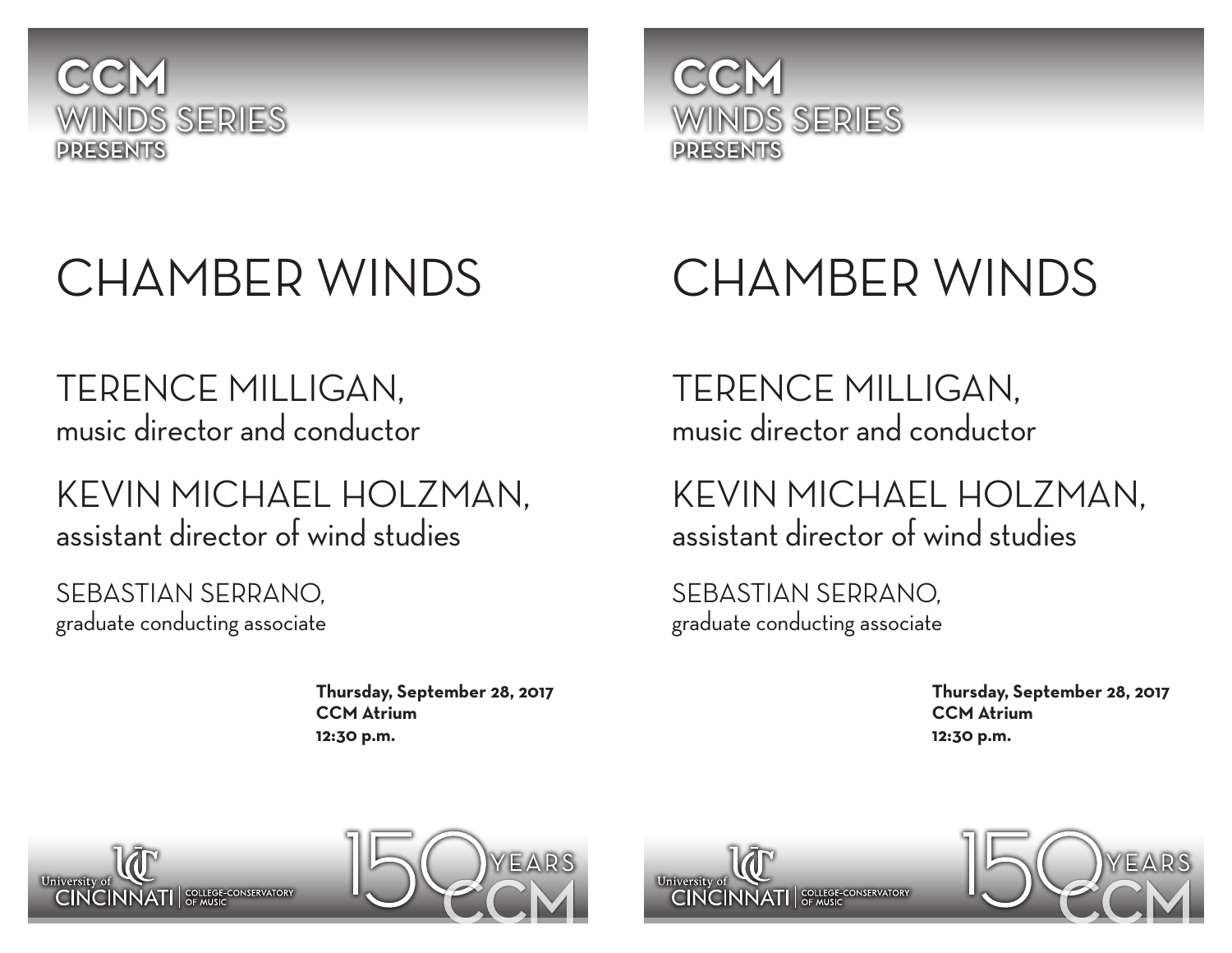**CCM**
WINDS SERIES
PRESENTS

# CHAMBER WINDS

TERENCE MILLIGAN,
music director and conductor

KEVIN MICHAEL HOLZMAN,
assistant director of wind studies

SEBASTIAN SERRANO,
graduate conducting associate

**Thursday, September 28, 2017**
**CCM Atrium**
**12:30 p.m.**

University of CINCINNATI | COLLEGE-CONSERVATORY OF MUSIC

150 YEARS CCM

**CCM**
WINDS SERIES
PRESENTS

# CHAMBER WINDS

TERENCE MILLIGAN,
music director and conductor

KEVIN MICHAEL HOLZMAN,
assistant director of wind studies

SEBASTIAN SERRANO,
graduate conducting associate

**Thursday, September 28, 2017**
**CCM Atrium**
**12:30 p.m.**

University of CINCINNATI | COLLEGE-CONSERVATORY OF MUSIC

150 YEARS CCM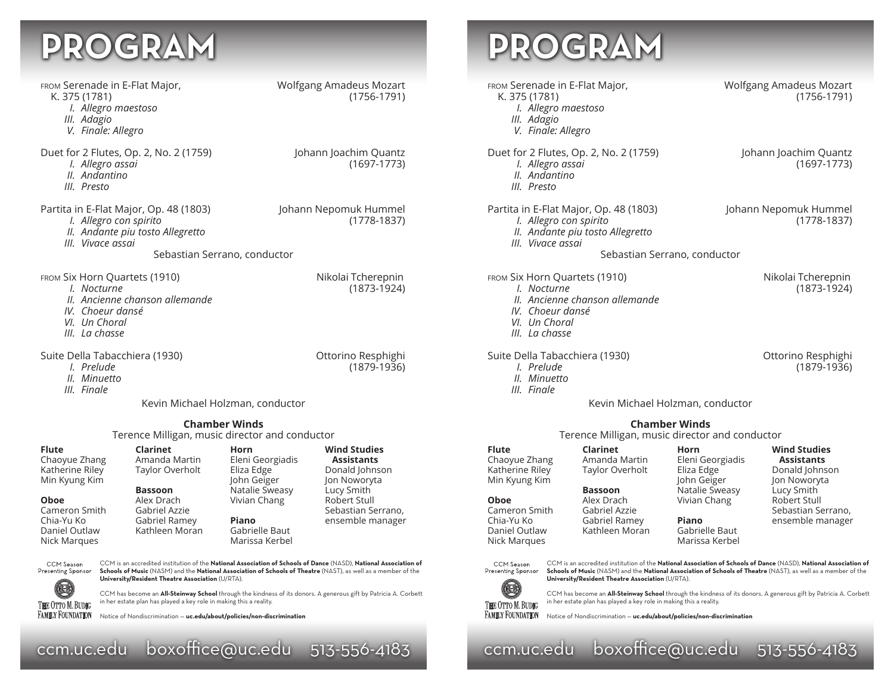# PROGRAM

FROM Serenade in E-Flat Major, K. 375 (1781) — Wolfgang Amadeus Mozart (1756-1791)

- *I. Allegro maestoso*
- *III. Adagio*
- *V. Finale: Allegro*

Duet for 2 Flutes, Op. 2, No. 2 (1759) — Johann Joachim Quantz (1697-1773)

- *I. Allegro assai*
- *II. Andantino*
- *III. Presto*

Partita in E-Flat Major, Op. 48 (1803) — Johann Nepomuk Hummel (1778-1837)

- *I. Allegro con spirito*
- *II. Andante piu tosto Allegretto*
- *III. Vivace assai*

Sebastian Serrano, conductor

FROM Six Horn Quartets (1910) — Nikolai Tcherepnin (1873-1924)

- *I. Nocturne*
- *II. Ancienne chanson allemande*
- *IV. Choeur dansé*
- *VI. Un Choral*
- *III. La chasse*

Suite Della Tabacchiera (1930) — Ottorino Resphighi (1879-1936)

- *I. Prelude*
- *II. Minuetto*
- *III. Finale*

Kevin Michael Holzman, conductor

## Chamber Winds

Terence Milligan, music director and conductor

**Flute**
Chaoyue Zhang
Katherine Riley
Min Kyung Kim

**Oboe**
Cameron Smith
Chia-Yu Ko
Daniel Outlaw
Nick Marques

**Clarinet**
Amanda Martin
Taylor Overholt

**Bassoon**
Alex Drach
Gabriel Azzie
Gabriel Ramey
Kathleen Moran

**Horn**
Eleni Georgiadis
Eliza Edge
John Geiger
Natalie Sweasy
Vivian Chang

**Piano**
Gabrielle Baut
Marissa Kerbel

**Wind Studies Assistants**
Donald Johnson
Jon Noworyta
Lucy Smith
Robert Stull
Sebastian Serrano, ensemble manager

CCM Season Presenting Sponsor
The Otto M. Budig Family Foundation

CCM is an accredited institution of the **National Association of Schools of Dance** (NASD), **National Association of Schools of Music** (NASM) and the **National Association of Schools of Theatre** (NAST), as well as a member of the **University/Resident Theatre Association** (U/RTA).

CCM has become an **All-Steinway School** through the kindness of its donors. A generous gift by Patricia A. Corbett in her estate plan has played a key role in making this a reality.

Notice of Nondiscrimination — **uc.edu/about/policies/non-discrimination**

ccm.uc.edu boxoffice@uc.edu 513-556-4183